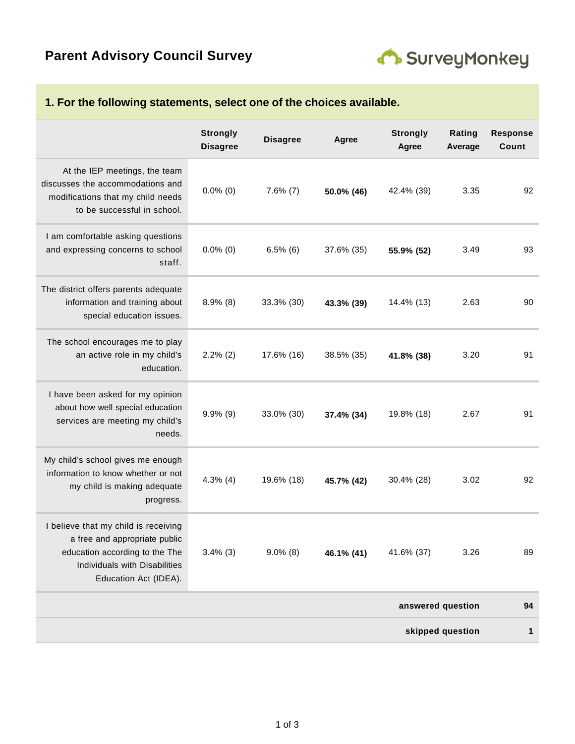# Parent Advisory Council Survey

SurveyMonkey

## 1. For the following statements, select one of the choices available.

| | Strongly Disagree | Disagree | Agree | Strongly Agree | Rating Average | Response Count |
|---|---|---|---|---|---|---|
| At the IEP meetings, the team discusses the accommodations and modifications that my child needs to be successful in school. | 0.0% (0) | 7.6% (7) | **50.0% (46)** | 42.4% (39) | 3.35 | 92 |
| I am comfortable asking questions and expressing concerns to school staff. | 0.0% (0) | 6.5% (6) | 37.6% (35) | **55.9% (52)** | 3.49 | 93 |
| The district offers parents adequate information and training about special education issues. | 8.9% (8) | 33.3% (30) | **43.3% (39)** | 14.4% (13) | 2.63 | 90 |
| The school encourages me to play an active role in my child's education. | 2.2% (2) | 17.6% (16) | 38.5% (35) | **41.8% (38)** | 3.20 | 91 |
| I have been asked for my opinion about how well special education services are meeting my child's needs. | 9.9% (9) | 33.0% (30) | **37.4% (34)** | 19.8% (18) | 2.67 | 91 |
| My child's school gives me enough information to know whether or not my child is making adequate progress. | 4.3% (4) | 19.6% (18) | **45.7% (42)** | 30.4% (28) | 3.02 | 92 |
| I believe that my child is receiving a free and appropriate public education according to the The Individuals with Disabilities Education Act (IDEA). | 3.4% (3) | 9.0% (8) | **46.1% (41)** | 41.6% (37) | 3.26 | 89 |
| | | | | | **answered question** | **94** |
| | | | | | **skipped question** | **1** |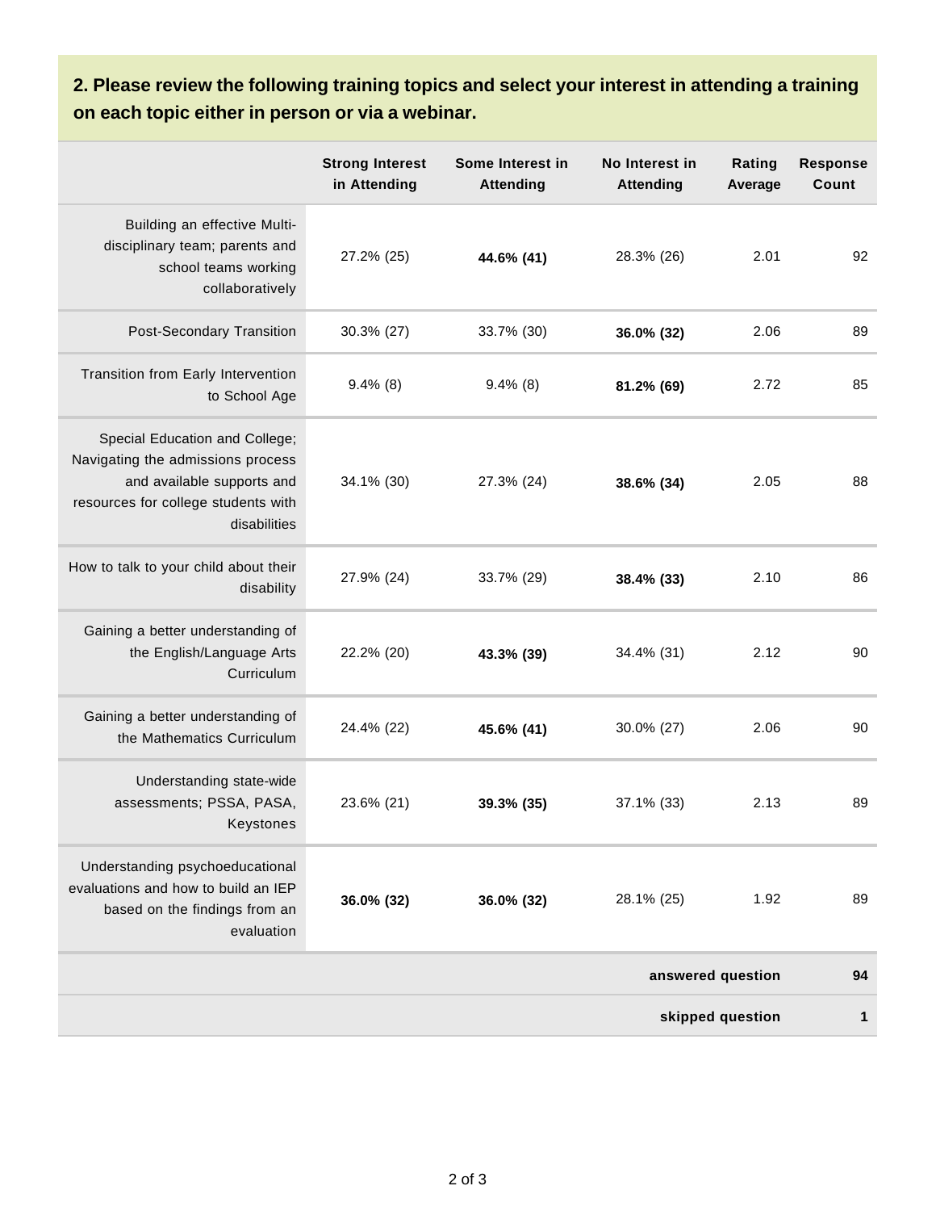**2. Please review the following training topics and select your interest in attending a training on each topic either in person or via a webinar.**

| | Strong Interest in Attending | Some Interest in Attending | No Interest in Attending | Rating Average | Response Count |
|---|---|---|---|---|---|
| Building an effective Multi-disciplinary team; parents and school teams working collaboratively | 27.2% (25) | **44.6% (41)** | 28.3% (26) | 2.01 | 92 |
| Post-Secondary Transition | 30.3% (27) | 33.7% (30) | **36.0% (32)** | 2.06 | 89 |
| Transition from Early Intervention to School Age | 9.4% (8) | 9.4% (8) | **81.2% (69)** | 2.72 | 85 |
| Special Education and College; Navigating the admissions process and available supports and resources for college students with disabilities | 34.1% (30) | 27.3% (24) | **38.6% (34)** | 2.05 | 88 |
| How to talk to your child about their disability | 27.9% (24) | 33.7% (29) | **38.4% (33)** | 2.10 | 86 |
| Gaining a better understanding of the English/Language Arts Curriculum | 22.2% (20) | **43.3% (39)** | 34.4% (31) | 2.12 | 90 |
| Gaining a better understanding of the Mathematics Curriculum | 24.4% (22) | **45.6% (41)** | 30.0% (27) | 2.06 | 90 |
| Understanding state-wide assessments; PSSA, PASA, Keystones | 23.6% (21) | **39.3% (35)** | 37.1% (33) | 2.13 | 89 |
| Understanding psychoeducational evaluations and how to build an IEP based on the findings from an evaluation | **36.0% (32)** | **36.0% (32)** | 28.1% (25) | 1.92 | 89 |
| | | | | **answered question** | **94** |
| | | | | **skipped question** | **1** |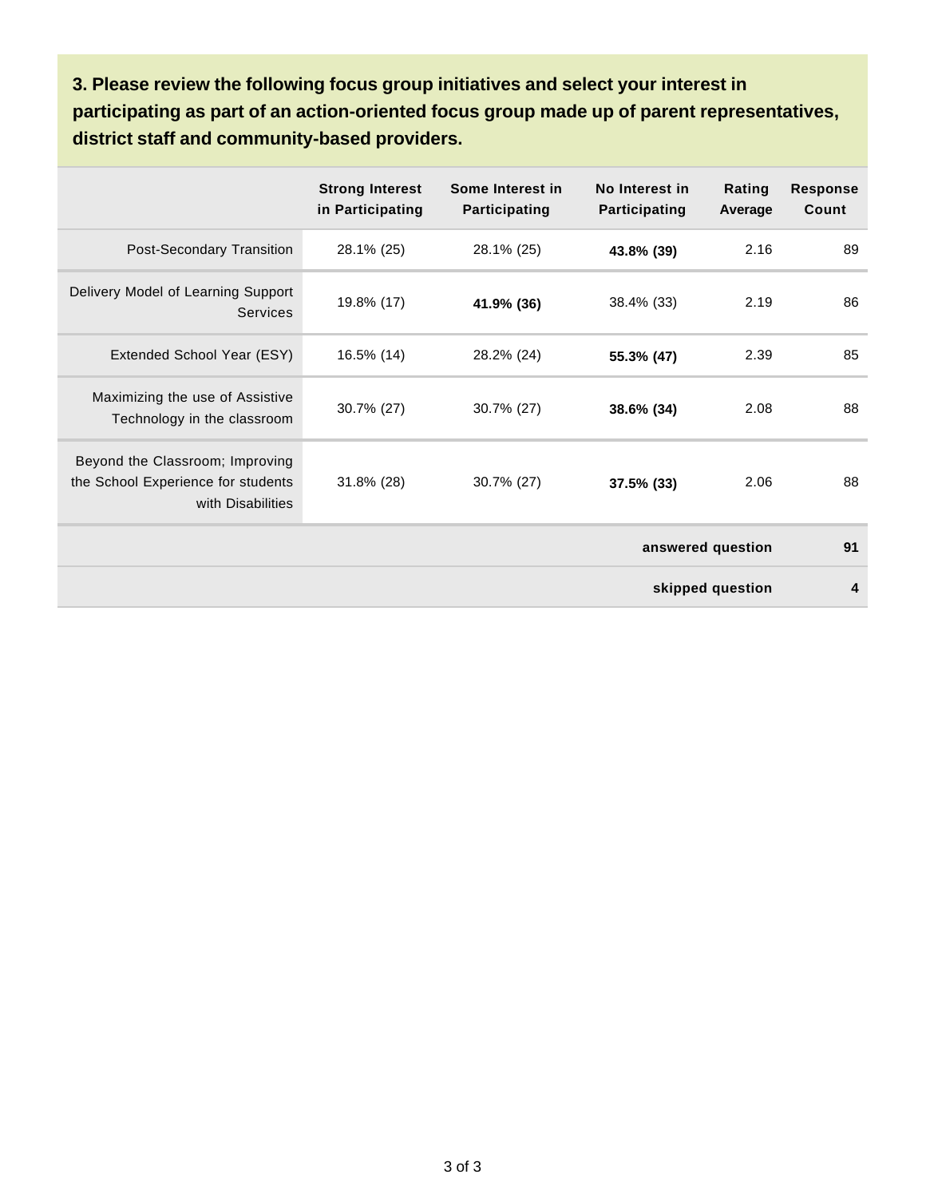### 3. Please review the following focus group initiatives and select your interest in participating as part of an action-oriented focus group made up of parent representatives, district staff and community-based providers.

| | Strong Interest in Participating | Some Interest in Participating | No Interest in Participating | Rating Average | Response Count |
|---|---|---|---|---|---|
| Post-Secondary Transition | 28.1% (25) | 28.1% (25) | **43.8% (39)** | 2.16 | 89 |
| Delivery Model of Learning Support Services | 19.8% (17) | **41.9% (36)** | 38.4% (33) | 2.19 | 86 |
| Extended School Year (ESY) | 16.5% (14) | 28.2% (24) | **55.3% (47)** | 2.39 | 85 |
| Maximizing the use of Assistive Technology in the classroom | 30.7% (27) | 30.7% (27) | **38.6% (34)** | 2.08 | 88 |
| Beyond the Classroom; Improving the School Experience for students with Disabilities | 31.8% (28) | 30.7% (27) | **37.5% (33)** | 2.06 | 88 |
| | | | | **answered question** | **91** |
| | | | | **skipped question** | **4** |